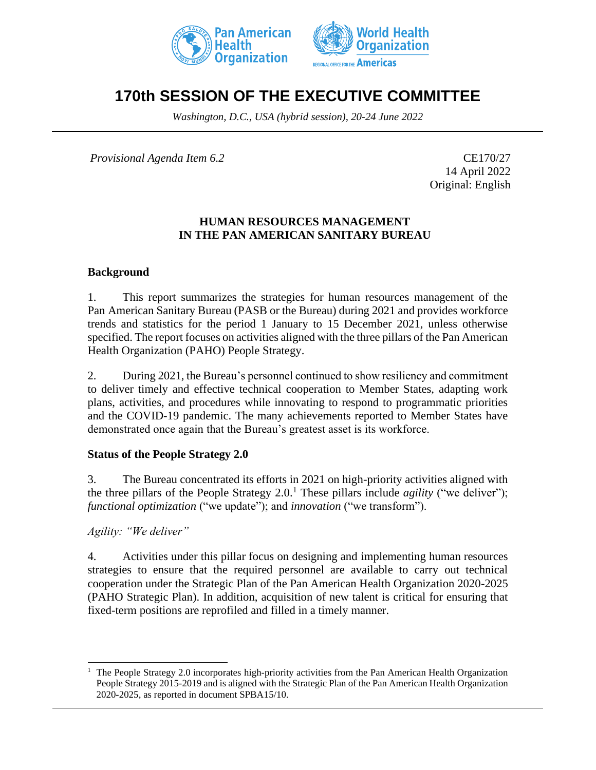# 170th SESSION OF THE EXECUTIVE COMMITTEE

*Washington, D.C., USA (hybrid session), 20-24 June 2022*

*Provisional Agenda Item 6.2*

CE170/27
14 April 2022
Original: English

## HUMAN RESOURCES MANAGEMENT IN THE PAN AMERICAN SANITARY BUREAU

### Background

1. This report summarizes the strategies for human resources management of the Pan American Sanitary Bureau (PASB or the Bureau) during 2021 and provides workforce trends and statistics for the period 1 January to 15 December 2021, unless otherwise specified. The report focuses on activities aligned with the three pillars of the Pan American Health Organization (PAHO) People Strategy.

2. During 2021, the Bureau's personnel continued to show resiliency and commitment to deliver timely and effective technical cooperation to Member States, adapting work plans, activities, and procedures while innovating to respond to programmatic priorities and the COVID-19 pandemic. The many achievements reported to Member States have demonstrated once again that the Bureau's greatest asset is its workforce.

### Status of the People Strategy 2.0

3. The Bureau concentrated its efforts in 2021 on high-priority activities aligned with the three pillars of the People Strategy 2.0.[1] These pillars include *agility* ("we deliver"); *functional optimization* ("we update"); and *innovation* ("we transform").

*Agility: "We deliver"*

4. Activities under this pillar focus on designing and implementing human resources strategies to ensure that the required personnel are available to carry out technical cooperation under the Strategic Plan of the Pan American Health Organization 2020-2025 (PAHO Strategic Plan). In addition, acquisition of new talent is critical for ensuring that fixed-term positions are reprofiled and filled in a timely manner.

---

[1] The People Strategy 2.0 incorporates high-priority activities from the Pan American Health Organization People Strategy 2015-2019 and is aligned with the Strategic Plan of the Pan American Health Organization 2020-2025, as reported in document SPBA15/10.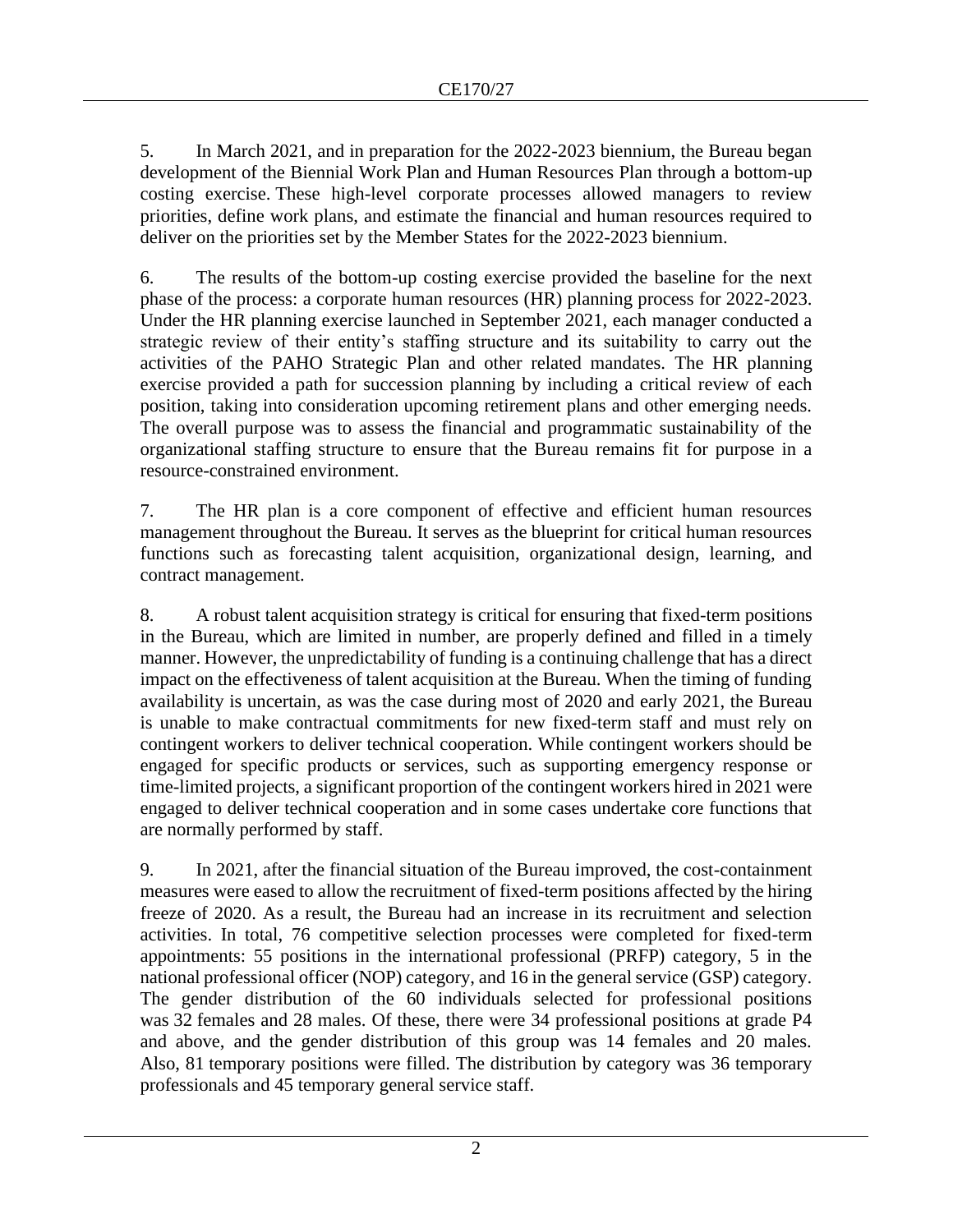5. In March 2021, and in preparation for the 2022-2023 biennium, the Bureau began development of the Biennial Work Plan and Human Resources Plan through a bottom-up costing exercise. These high-level corporate processes allowed managers to review priorities, define work plans, and estimate the financial and human resources required to deliver on the priorities set by the Member States for the 2022-2023 biennium.

6. The results of the bottom-up costing exercise provided the baseline for the next phase of the process: a corporate human resources (HR) planning process for 2022-2023. Under the HR planning exercise launched in September 2021, each manager conducted a strategic review of their entity's staffing structure and its suitability to carry out the activities of the PAHO Strategic Plan and other related mandates. The HR planning exercise provided a path for succession planning by including a critical review of each position, taking into consideration upcoming retirement plans and other emerging needs. The overall purpose was to assess the financial and programmatic sustainability of the organizational staffing structure to ensure that the Bureau remains fit for purpose in a resource-constrained environment.

7. The HR plan is a core component of effective and efficient human resources management throughout the Bureau. It serves as the blueprint for critical human resources functions such as forecasting talent acquisition, organizational design, learning, and contract management.

8. A robust talent acquisition strategy is critical for ensuring that fixed-term positions in the Bureau, which are limited in number, are properly defined and filled in a timely manner. However, the unpredictability of funding is a continuing challenge that has a direct impact on the effectiveness of talent acquisition at the Bureau. When the timing of funding availability is uncertain, as was the case during most of 2020 and early 2021, the Bureau is unable to make contractual commitments for new fixed-term staff and must rely on contingent workers to deliver technical cooperation. While contingent workers should be engaged for specific products or services, such as supporting emergency response or time-limited projects, a significant proportion of the contingent workers hired in 2021 were engaged to deliver technical cooperation and in some cases undertake core functions that are normally performed by staff.

9. In 2021, after the financial situation of the Bureau improved, the cost-containment measures were eased to allow the recruitment of fixed-term positions affected by the hiring freeze of 2020. As a result, the Bureau had an increase in its recruitment and selection activities. In total, 76 competitive selection processes were completed for fixed-term appointments: 55 positions in the international professional (PRFP) category, 5 in the national professional officer (NOP) category, and 16 in the general service (GSP) category. The gender distribution of the 60 individuals selected for professional positions was 32 females and 28 males. Of these, there were 34 professional positions at grade P4 and above, and the gender distribution of this group was 14 females and 20 males. Also, 81 temporary positions were filled. The distribution by category was 36 temporary professionals and 45 temporary general service staff.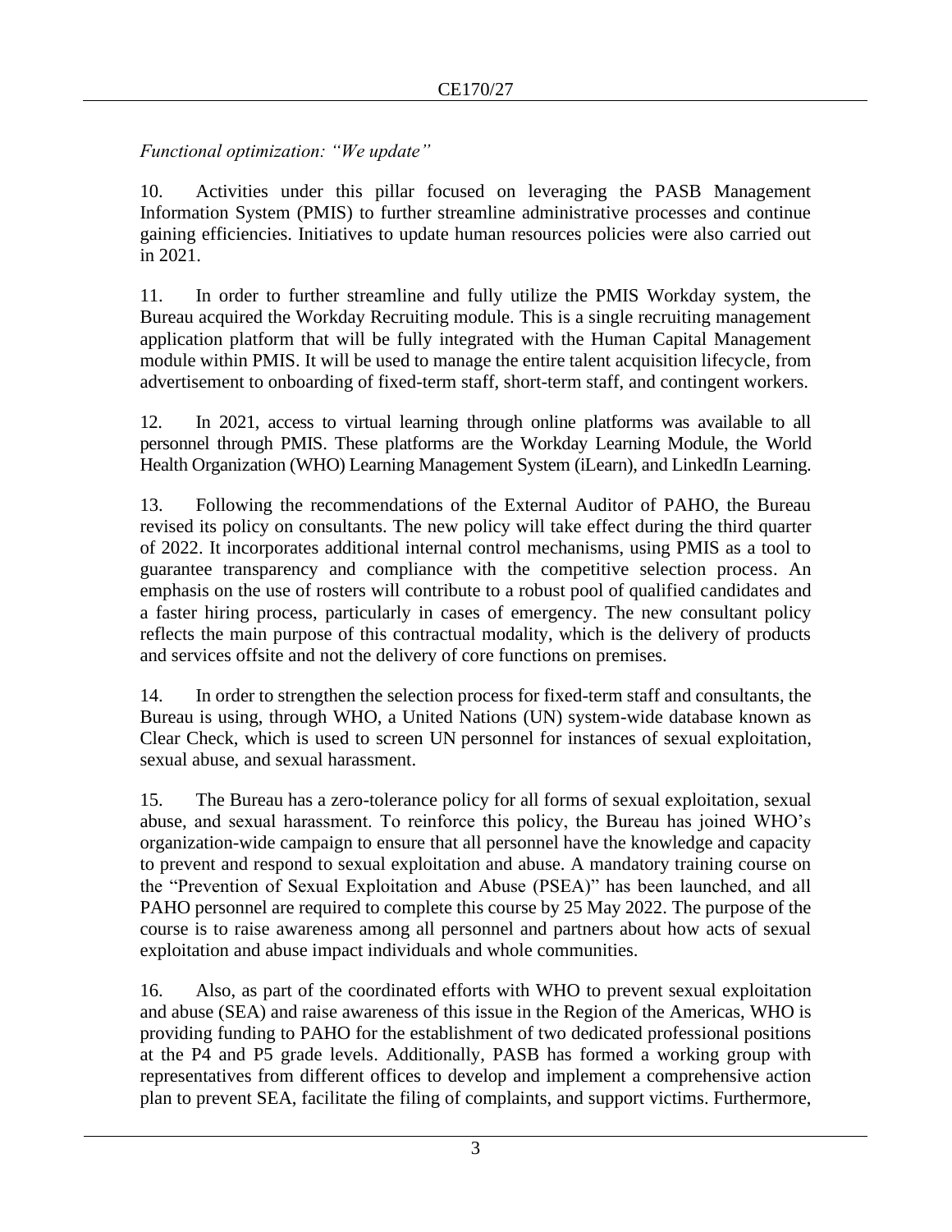*Functional optimization: "We update"*

10. Activities under this pillar focused on leveraging the PASB Management Information System (PMIS) to further streamline administrative processes and continue gaining efficiencies. Initiatives to update human resources policies were also carried out in 2021.

11. In order to further streamline and fully utilize the PMIS Workday system, the Bureau acquired the Workday Recruiting module. This is a single recruiting management application platform that will be fully integrated with the Human Capital Management module within PMIS. It will be used to manage the entire talent acquisition lifecycle, from advertisement to onboarding of fixed-term staff, short-term staff, and contingent workers.

12. In 2021, access to virtual learning through online platforms was available to all personnel through PMIS. These platforms are the Workday Learning Module, the World Health Organization (WHO) Learning Management System (iLearn), and LinkedIn Learning.

13. Following the recommendations of the External Auditor of PAHO, the Bureau revised its policy on consultants. The new policy will take effect during the third quarter of 2022. It incorporates additional internal control mechanisms, using PMIS as a tool to guarantee transparency and compliance with the competitive selection process. An emphasis on the use of rosters will contribute to a robust pool of qualified candidates and a faster hiring process, particularly in cases of emergency. The new consultant policy reflects the main purpose of this contractual modality, which is the delivery of products and services offsite and not the delivery of core functions on premises.

14. In order to strengthen the selection process for fixed-term staff and consultants, the Bureau is using, through WHO, a United Nations (UN) system-wide database known as Clear Check, which is used to screen UN personnel for instances of sexual exploitation, sexual abuse, and sexual harassment.

15. The Bureau has a zero-tolerance policy for all forms of sexual exploitation, sexual abuse, and sexual harassment. To reinforce this policy, the Bureau has joined WHO's organization-wide campaign to ensure that all personnel have the knowledge and capacity to prevent and respond to sexual exploitation and abuse. A mandatory training course on the "Prevention of Sexual Exploitation and Abuse (PSEA)" has been launched, and all PAHO personnel are required to complete this course by 25 May 2022. The purpose of the course is to raise awareness among all personnel and partners about how acts of sexual exploitation and abuse impact individuals and whole communities.

16. Also, as part of the coordinated efforts with WHO to prevent sexual exploitation and abuse (SEA) and raise awareness of this issue in the Region of the Americas, WHO is providing funding to PAHO for the establishment of two dedicated professional positions at the P4 and P5 grade levels. Additionally, PASB has formed a working group with representatives from different offices to develop and implement a comprehensive action plan to prevent SEA, facilitate the filing of complaints, and support victims. Furthermore,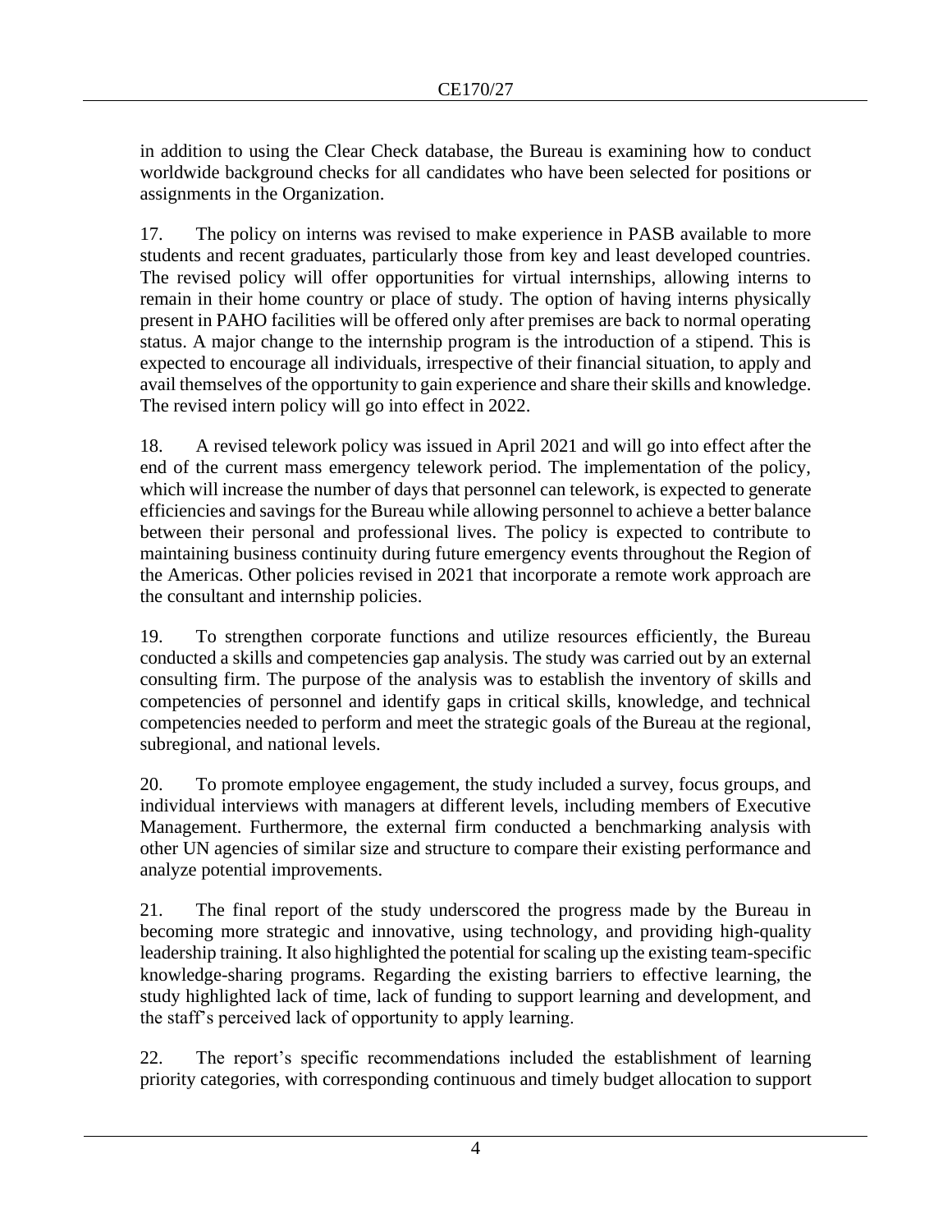in addition to using the Clear Check database, the Bureau is examining how to conduct worldwide background checks for all candidates who have been selected for positions or assignments in the Organization.

17. The policy on interns was revised to make experience in PASB available to more students and recent graduates, particularly those from key and least developed countries. The revised policy will offer opportunities for virtual internships, allowing interns to remain in their home country or place of study. The option of having interns physically present in PAHO facilities will be offered only after premises are back to normal operating status. A major change to the internship program is the introduction of a stipend. This is expected to encourage all individuals, irrespective of their financial situation, to apply and avail themselves of the opportunity to gain experience and share their skills and knowledge. The revised intern policy will go into effect in 2022.

18. A revised telework policy was issued in April 2021 and will go into effect after the end of the current mass emergency telework period. The implementation of the policy, which will increase the number of days that personnel can telework, is expected to generate efficiencies and savings for the Bureau while allowing personnel to achieve a better balance between their personal and professional lives. The policy is expected to contribute to maintaining business continuity during future emergency events throughout the Region of the Americas. Other policies revised in 2021 that incorporate a remote work approach are the consultant and internship policies.

19. To strengthen corporate functions and utilize resources efficiently, the Bureau conducted a skills and competencies gap analysis. The study was carried out by an external consulting firm. The purpose of the analysis was to establish the inventory of skills and competencies of personnel and identify gaps in critical skills, knowledge, and technical competencies needed to perform and meet the strategic goals of the Bureau at the regional, subregional, and national levels.

20. To promote employee engagement, the study included a survey, focus groups, and individual interviews with managers at different levels, including members of Executive Management. Furthermore, the external firm conducted a benchmarking analysis with other UN agencies of similar size and structure to compare their existing performance and analyze potential improvements.

21. The final report of the study underscored the progress made by the Bureau in becoming more strategic and innovative, using technology, and providing high-quality leadership training. It also highlighted the potential for scaling up the existing team-specific knowledge-sharing programs. Regarding the existing barriers to effective learning, the study highlighted lack of time, lack of funding to support learning and development, and the staff's perceived lack of opportunity to apply learning.

22. The report's specific recommendations included the establishment of learning priority categories, with corresponding continuous and timely budget allocation to support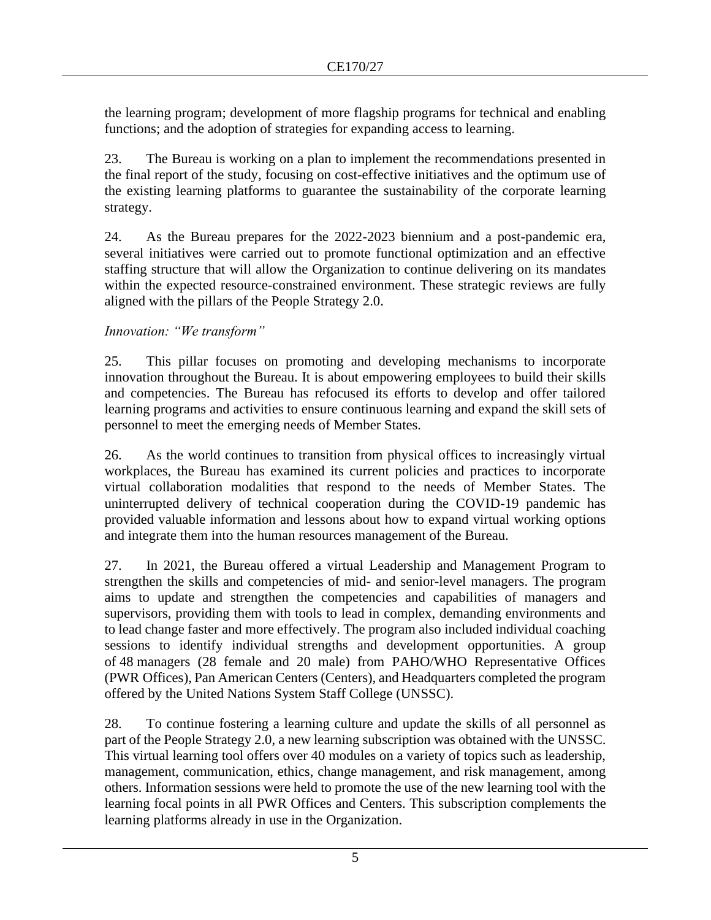the learning program; development of more flagship programs for technical and enabling functions; and the adoption of strategies for expanding access to learning.

23. The Bureau is working on a plan to implement the recommendations presented in the final report of the study, focusing on cost-effective initiatives and the optimum use of the existing learning platforms to guarantee the sustainability of the corporate learning strategy.

24. As the Bureau prepares for the 2022-2023 biennium and a post-pandemic era, several initiatives were carried out to promote functional optimization and an effective staffing structure that will allow the Organization to continue delivering on its mandates within the expected resource-constrained environment. These strategic reviews are fully aligned with the pillars of the People Strategy 2.0.

*Innovation: "We transform"*

25. This pillar focuses on promoting and developing mechanisms to incorporate innovation throughout the Bureau. It is about empowering employees to build their skills and competencies. The Bureau has refocused its efforts to develop and offer tailored learning programs and activities to ensure continuous learning and expand the skill sets of personnel to meet the emerging needs of Member States.

26. As the world continues to transition from physical offices to increasingly virtual workplaces, the Bureau has examined its current policies and practices to incorporate virtual collaboration modalities that respond to the needs of Member States. The uninterrupted delivery of technical cooperation during the COVID-19 pandemic has provided valuable information and lessons about how to expand virtual working options and integrate them into the human resources management of the Bureau.

27. In 2021, the Bureau offered a virtual Leadership and Management Program to strengthen the skills and competencies of mid- and senior-level managers. The program aims to update and strengthen the competencies and capabilities of managers and supervisors, providing them with tools to lead in complex, demanding environments and to lead change faster and more effectively. The program also included individual coaching sessions to identify individual strengths and development opportunities. A group of 48 managers (28 female and 20 male) from PAHO/WHO Representative Offices (PWR Offices), Pan American Centers (Centers), and Headquarters completed the program offered by the United Nations System Staff College (UNSSC).

28. To continue fostering a learning culture and update the skills of all personnel as part of the People Strategy 2.0, a new learning subscription was obtained with the UNSSC. This virtual learning tool offers over 40 modules on a variety of topics such as leadership, management, communication, ethics, change management, and risk management, among others. Information sessions were held to promote the use of the new learning tool with the learning focal points in all PWR Offices and Centers. This subscription complements the learning platforms already in use in the Organization.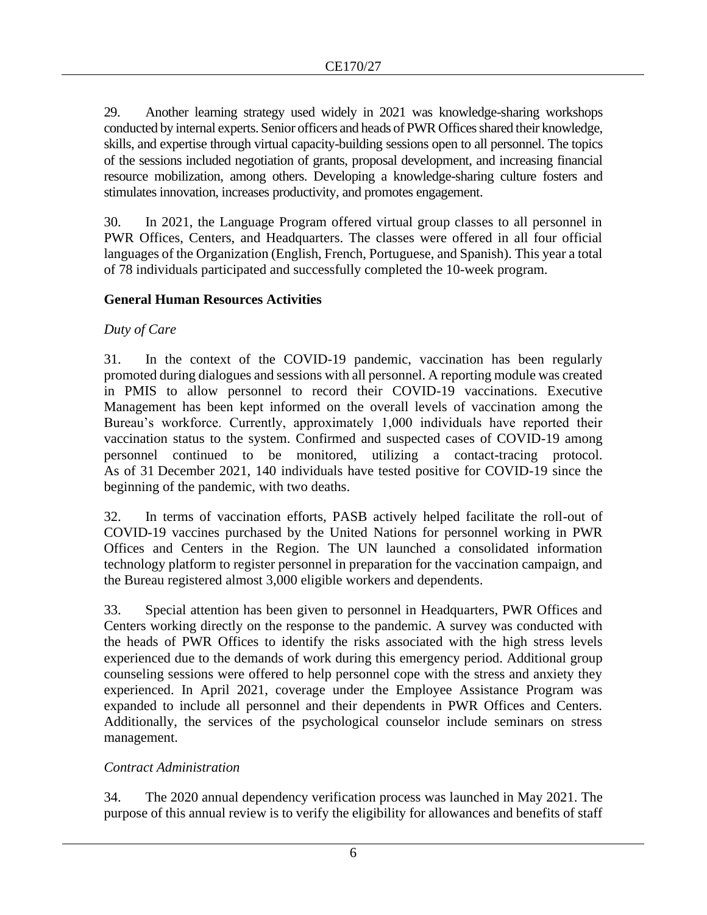29. Another learning strategy used widely in 2021 was knowledge-sharing workshops conducted by internal experts. Senior officers and heads of PWR Offices shared their knowledge, skills, and expertise through virtual capacity-building sessions open to all personnel. The topics of the sessions included negotiation of grants, proposal development, and increasing financial resource mobilization, among others. Developing a knowledge-sharing culture fosters and stimulates innovation, increases productivity, and promotes engagement.

30. In 2021, the Language Program offered virtual group classes to all personnel in PWR Offices, Centers, and Headquarters. The classes were offered in all four official languages of the Organization (English, French, Portuguese, and Spanish). This year a total of 78 individuals participated and successfully completed the 10-week program.

### General Human Resources Activities

*Duty of Care*

31. In the context of the COVID-19 pandemic, vaccination has been regularly promoted during dialogues and sessions with all personnel. A reporting module was created in PMIS to allow personnel to record their COVID-19 vaccinations. Executive Management has been kept informed on the overall levels of vaccination among the Bureau's workforce. Currently, approximately 1,000 individuals have reported their vaccination status to the system. Confirmed and suspected cases of COVID-19 among personnel continued to be monitored, utilizing a contact-tracing protocol. As of 31 December 2021, 140 individuals have tested positive for COVID-19 since the beginning of the pandemic, with two deaths.

32. In terms of vaccination efforts, PASB actively helped facilitate the roll-out of COVID-19 vaccines purchased by the United Nations for personnel working in PWR Offices and Centers in the Region. The UN launched a consolidated information technology platform to register personnel in preparation for the vaccination campaign, and the Bureau registered almost 3,000 eligible workers and dependents.

33. Special attention has been given to personnel in Headquarters, PWR Offices and Centers working directly on the response to the pandemic. A survey was conducted with the heads of PWR Offices to identify the risks associated with the high stress levels experienced due to the demands of work during this emergency period. Additional group counseling sessions were offered to help personnel cope with the stress and anxiety they experienced. In April 2021, coverage under the Employee Assistance Program was expanded to include all personnel and their dependents in PWR Offices and Centers. Additionally, the services of the psychological counselor include seminars on stress management.

*Contract Administration*

34. The 2020 annual dependency verification process was launched in May 2021. The purpose of this annual review is to verify the eligibility for allowances and benefits of staff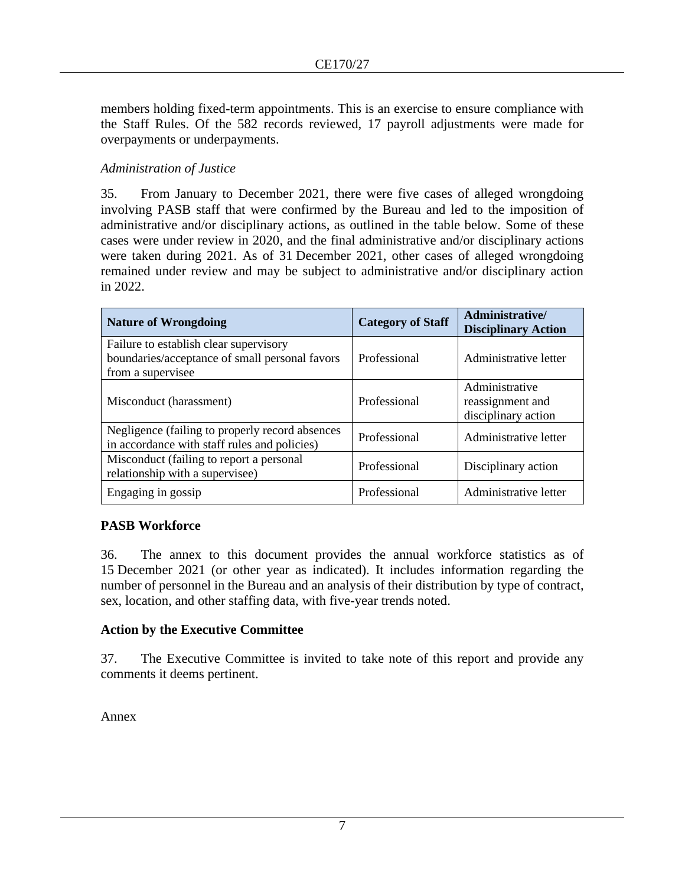members holding fixed-term appointments. This is an exercise to ensure compliance with the Staff Rules. Of the 582 records reviewed, 17 payroll adjustments were made for overpayments or underpayments.

*Administration of Justice*

35. From January to December 2021, there were five cases of alleged wrongdoing involving PASB staff that were confirmed by the Bureau and led to the imposition of administrative and/or disciplinary actions, as outlined in the table below. Some of these cases were under review in 2020, and the final administrative and/or disciplinary actions were taken during 2021. As of 31 December 2021, other cases of alleged wrongdoing remained under review and may be subject to administrative and/or disciplinary action in 2022.

| Nature of Wrongdoing | Category of Staff | Administrative/ Disciplinary Action |
| --- | --- | --- |
| Failure to establish clear supervisory boundaries/acceptance of small personal favors from a supervisee | Professional | Administrative letter |
| Misconduct (harassment) | Professional | Administrative reassignment and disciplinary action |
| Negligence (failing to properly record absences in accordance with staff rules and policies) | Professional | Administrative letter |
| Misconduct (failing to report a personal relationship with a supervisee) | Professional | Disciplinary action |
| Engaging in gossip | Professional | Administrative letter |

## PASB Workforce

36. The annex to this document provides the annual workforce statistics as of 15 December 2021 (or other year as indicated). It includes information regarding the number of personnel in the Bureau and an analysis of their distribution by type of contract, sex, location, and other staffing data, with five-year trends noted.

## Action by the Executive Committee

37. The Executive Committee is invited to take note of this report and provide any comments it deems pertinent.

Annex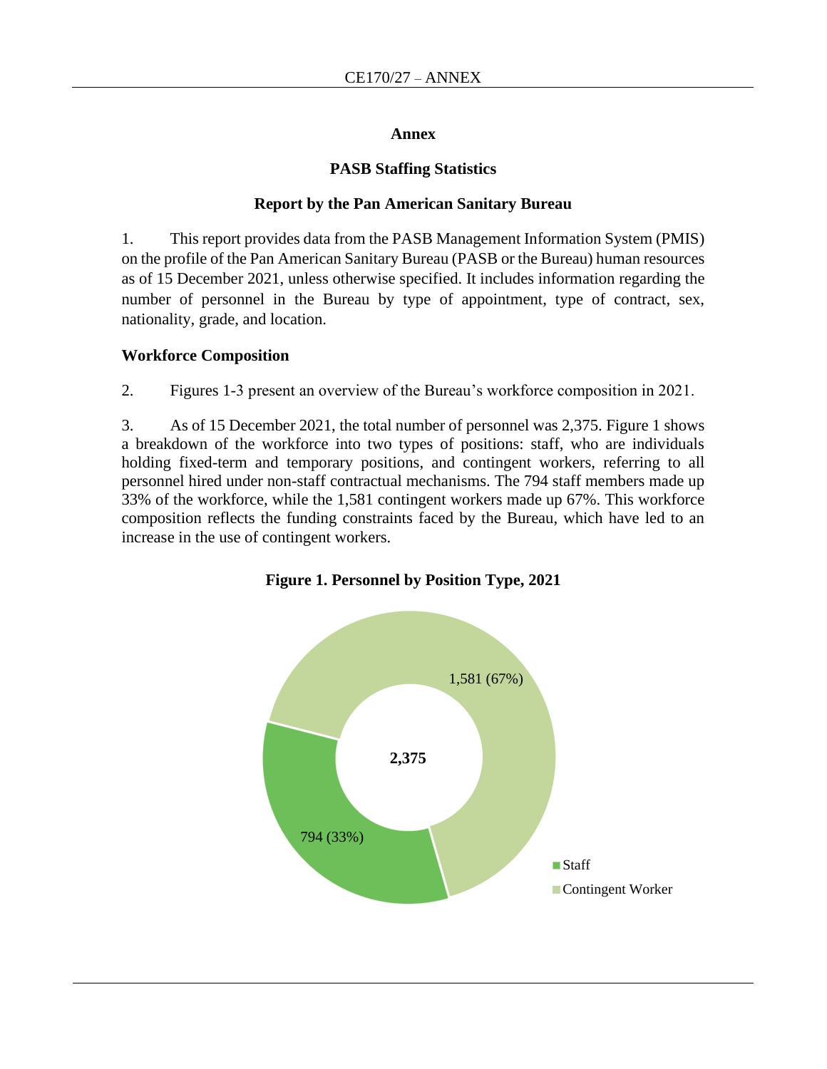## Annex

### PASB Staffing Statistics

### Report by the Pan American Sanitary Bureau

1. This report provides data from the PASB Management Information System (PMIS) on the profile of the Pan American Sanitary Bureau (PASB or the Bureau) human resources as of 15 December 2021, unless otherwise specified. It includes information regarding the number of personnel in the Bureau by type of appointment, type of contract, sex, nationality, grade, and location.

### Workforce Composition

2. Figures 1-3 present an overview of the Bureau's workforce composition in 2021.

3. As of 15 December 2021, the total number of personnel was 2,375. Figure 1 shows a breakdown of the workforce into two types of positions: staff, who are individuals holding fixed-term and temporary positions, and contingent workers, referring to all personnel hired under non-staff contractual mechanisms. The 794 staff members made up 33% of the workforce, while the 1,581 contingent workers made up 67%. This workforce composition reflects the funding constraints faced by the Bureau, which have led to an increase in the use of contingent workers.

**Figure 1. Personnel by Position Type, 2021**

| Position Type | Number (%) |
|---|---|
| Staff | 794 (33%) |
| Contingent Worker | 1,581 (67%) |
| Total | 2,375 |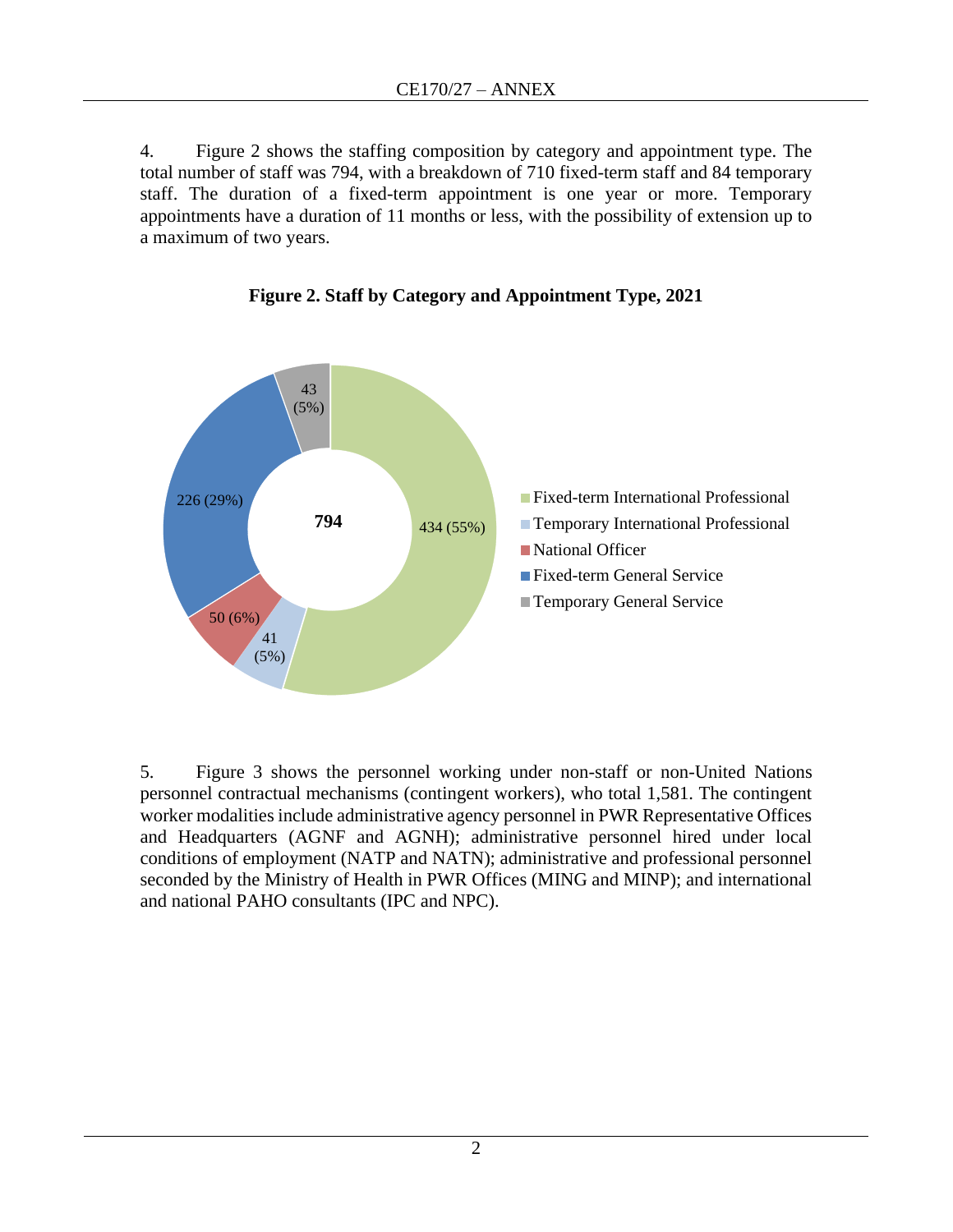4. Figure 2 shows the staffing composition by category and appointment type. The total number of staff was 794, with a breakdown of 710 fixed-term staff and 84 temporary staff. The duration of a fixed-term appointment is one year or more. Temporary appointments have a duration of 11 months or less, with the possibility of extension up to a maximum of two years.

**Figure 2. Staff by Category and Appointment Type, 2021**

| Category | Number (%) |
|---|---|
| Fixed-term International Professional | 434 (55%) |
| Temporary International Professional | 41 (5%) |
| National Officer | 50 (6%) |
| Fixed-term General Service | 226 (29%) |
| Temporary General Service | 43 (5%) |
| **Total** | **794** |

5. Figure 3 shows the personnel working under non-staff or non-United Nations personnel contractual mechanisms (contingent workers), who total 1,581. The contingent worker modalities include administrative agency personnel in PWR Representative Offices and Headquarters (AGNF and AGNH); administrative personnel hired under local conditions of employment (NATP and NATN); administrative and professional personnel seconded by the Ministry of Health in PWR Offices (MING and MINP); and international and national PAHO consultants (IPC and NPC).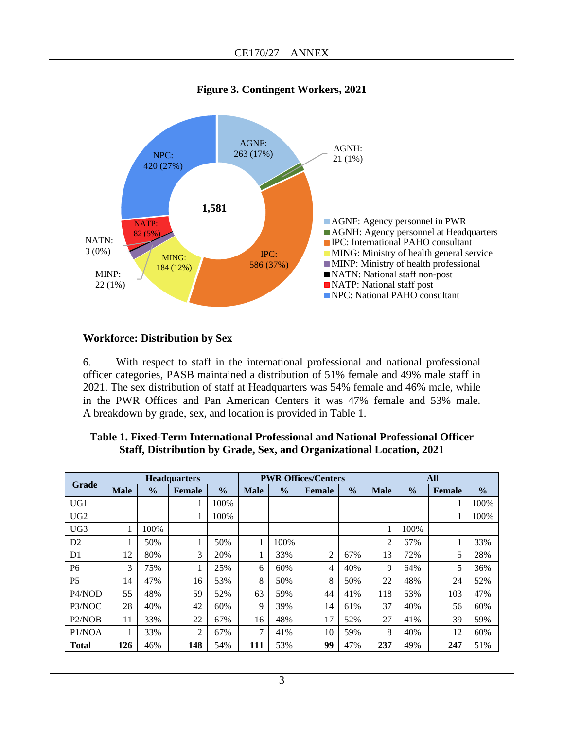**Figure 3. Contingent Workers, 2021**

- AGNF: Agency personnel in PWR — 263 (17%)
- AGNH: Agency personnel at Headquarters — 21 (1%)
- IPC: International PAHO consultant — 586 (37%)
- MING: Ministry of health general service — 184 (12%)
- MINP: Ministry of health professional — 22 (1%)
- NATN: National staff non-post — 3 (0%)
- NATP: National staff post — 82 (5%)
- NPC: National PAHO consultant — 420 (27%)

Total: 1,581

## Workforce: Distribution by Sex

6. With respect to staff in the international professional and national professional officer categories, PASB maintained a distribution of 51% female and 49% male staff in 2021. The sex distribution of staff at Headquarters was 54% female and 46% male, while in the PWR Offices and Pan American Centers it was 47% female and 53% male. A breakdown by grade, sex, and location is provided in Table 1.

**Table 1. Fixed-Term International Professional and National Professional Officer Staff, Distribution by Grade, Sex, and Organizational Location, 2021**

| Grade | Headquarters | | | | PWR Offices/Centers | | | | All | | | |
|---|---|---|---|---|---|---|---|---|---|---|---|---|
| | Male | % | Female | % | Male | % | Female | % | Male | % | Female | % |
| UG1 | | | 1 | 100% | | | | | | | 1 | 100% |
| UG2 | | | 1 | 100% | | | | | | | 1 | 100% |
| UG3 | 1 | 100% | | | | | | | 1 | 100% | | |
| D2 | 1 | 50% | 1 | 50% | 1 | 100% | | | 2 | 67% | 1 | 33% |
| D1 | 12 | 80% | 3 | 20% | 1 | 33% | 2 | 67% | 13 | 72% | 5 | 28% |
| P6 | 3 | 75% | 1 | 25% | 6 | 60% | 4 | 40% | 9 | 64% | 5 | 36% |
| P5 | 14 | 47% | 16 | 53% | 8 | 50% | 8 | 50% | 22 | 48% | 24 | 52% |
| P4/NOD | 55 | 48% | 59 | 52% | 63 | 59% | 44 | 41% | 118 | 53% | 103 | 47% |
| P3/NOC | 28 | 40% | 42 | 60% | 9 | 39% | 14 | 61% | 37 | 40% | 56 | 60% |
| P2/NOB | 11 | 33% | 22 | 67% | 16 | 48% | 17 | 52% | 27 | 41% | 39 | 59% |
| P1/NOA | 1 | 33% | 2 | 67% | 7 | 41% | 10 | 59% | 8 | 40% | 12 | 60% |
| **Total** | **126** | 46% | **148** | 54% | **111** | 53% | **99** | 47% | **237** | 49% | **247** | 51% |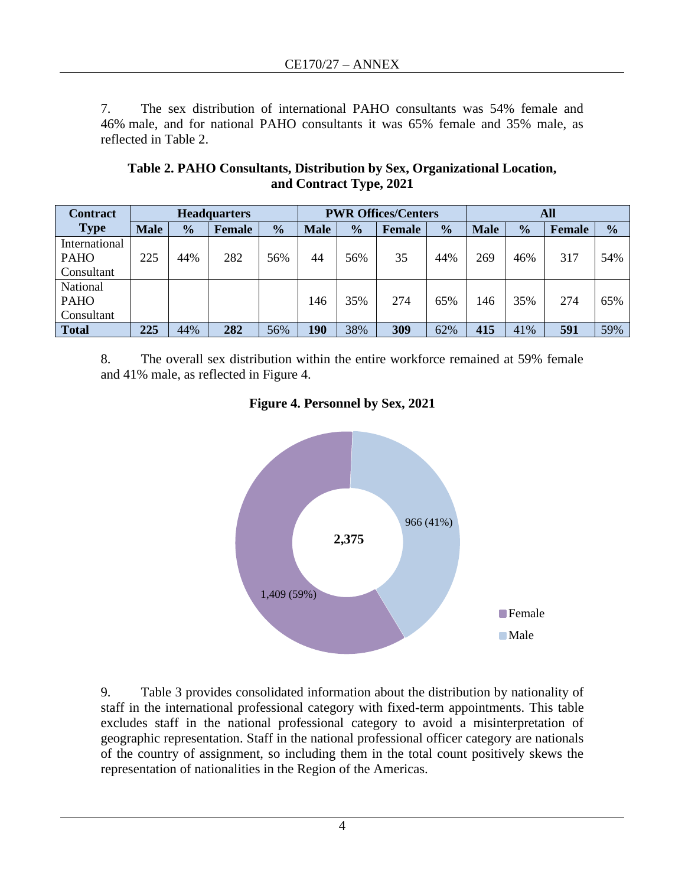7. The sex distribution of international PAHO consultants was 54% female and 46% male, and for national PAHO consultants it was 65% female and 35% male, as reflected in Table 2.

**Table 2. PAHO Consultants, Distribution by Sex, Organizational Location, and Contract Type, 2021**

| Contract Type | Headquarters | | | | PWR Offices/Centers | | | | All | | | |
|---|---|---|---|---|---|---|---|---|---|---|---|---|
| | **Male** | **%** | **Female** | **%** | **Male** | **%** | **Female** | **%** | **Male** | **%** | **Female** | **%** |
| International PAHO Consultant | 225 | 44% | 282 | 56% | 44 | 56% | 35 | 44% | 269 | 46% | 317 | 54% |
| National PAHO Consultant | | | | | 146 | 35% | 274 | 65% | 146 | 35% | 274 | 65% |
| **Total** | **225** | 44% | **282** | 56% | **190** | 38% | **309** | 62% | **415** | 41% | **591** | 59% |

8. The overall sex distribution within the entire workforce remained at 59% female and 41% male, as reflected in Figure 4.

**Figure 4. Personnel by Sex, 2021**

| Sex | Number | % |
|---|---|---|
| Female | 1,409 | 59% |
| Male | 966 | 41% |
| **Total** | **2,375** | |

9. Table 3 provides consolidated information about the distribution by nationality of staff in the international professional category with fixed-term appointments. This table excludes staff in the national professional category to avoid a misinterpretation of geographic representation. Staff in the national professional officer category are nationals of the country of assignment, so including them in the total count positively skews the representation of nationalities in the Region of the Americas.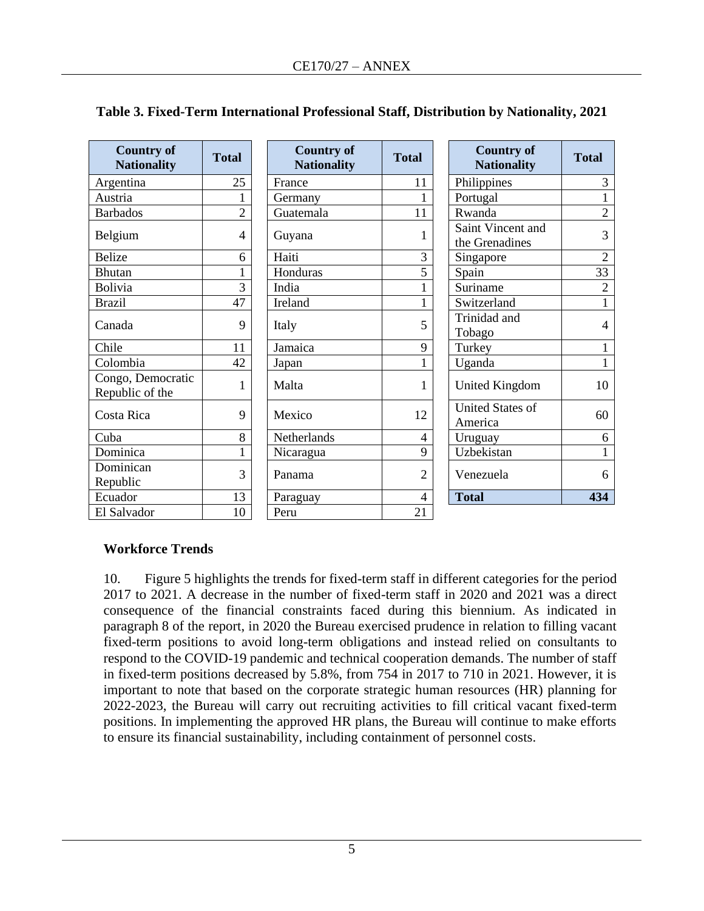**Table 3. Fixed-Term International Professional Staff, Distribution by Nationality, 2021**

| Country of Nationality | Total | Country of Nationality | Total | Country of Nationality | Total |
|---|---|---|---|---|---|
| Argentina | 25 | France | 11 | Philippines | 3 |
| Austria | 1 | Germany | 1 | Portugal | 1 |
| Barbados | 2 | Guatemala | 11 | Rwanda | 2 |
| Belgium | 4 | Guyana | 1 | Saint Vincent and the Grenadines | 3 |
| Belize | 6 | Haiti | 3 | Singapore | 2 |
| Bhutan | 1 | Honduras | 5 | Spain | 33 |
| Bolivia | 3 | India | 1 | Suriname | 2 |
| Brazil | 47 | Ireland | 1 | Switzerland | 1 |
| Canada | 9 | Italy | 5 | Trinidad and Tobago | 4 |
| Chile | 11 | Jamaica | 9 | Turkey | 1 |
| Colombia | 42 | Japan | 1 | Uganda | 1 |
| Congo, Democratic Republic of the | 1 | Malta | 1 | United Kingdom | 10 |
| Costa Rica | 9 | Mexico | 12 | United States of America | 60 |
| Cuba | 8 | Netherlands | 4 | Uruguay | 6 |
| Dominica | 1 | Nicaragua | 9 | Uzbekistan | 1 |
| Dominican Republic | 3 | Panama | 2 | Venezuela | 6 |
| Ecuador | 13 | Paraguay | 4 | **Total** | **434** |
| El Salvador | 10 | Peru | 21 | | |

**Workforce Trends**

10. Figure 5 highlights the trends for fixed-term staff in different categories for the period 2017 to 2021. A decrease in the number of fixed-term staff in 2020 and 2021 was a direct consequence of the financial constraints faced during this biennium. As indicated in paragraph 8 of the report, in 2020 the Bureau exercised prudence in relation to filling vacant fixed-term positions to avoid long-term obligations and instead relied on consultants to respond to the COVID-19 pandemic and technical cooperation demands. The number of staff in fixed-term positions decreased by 5.8%, from 754 in 2017 to 710 in 2021. However, it is important to note that based on the corporate strategic human resources (HR) planning for 2022-2023, the Bureau will carry out recruiting activities to fill critical vacant fixed-term positions. In implementing the approved HR plans, the Bureau will continue to make efforts to ensure its financial sustainability, including containment of personnel costs.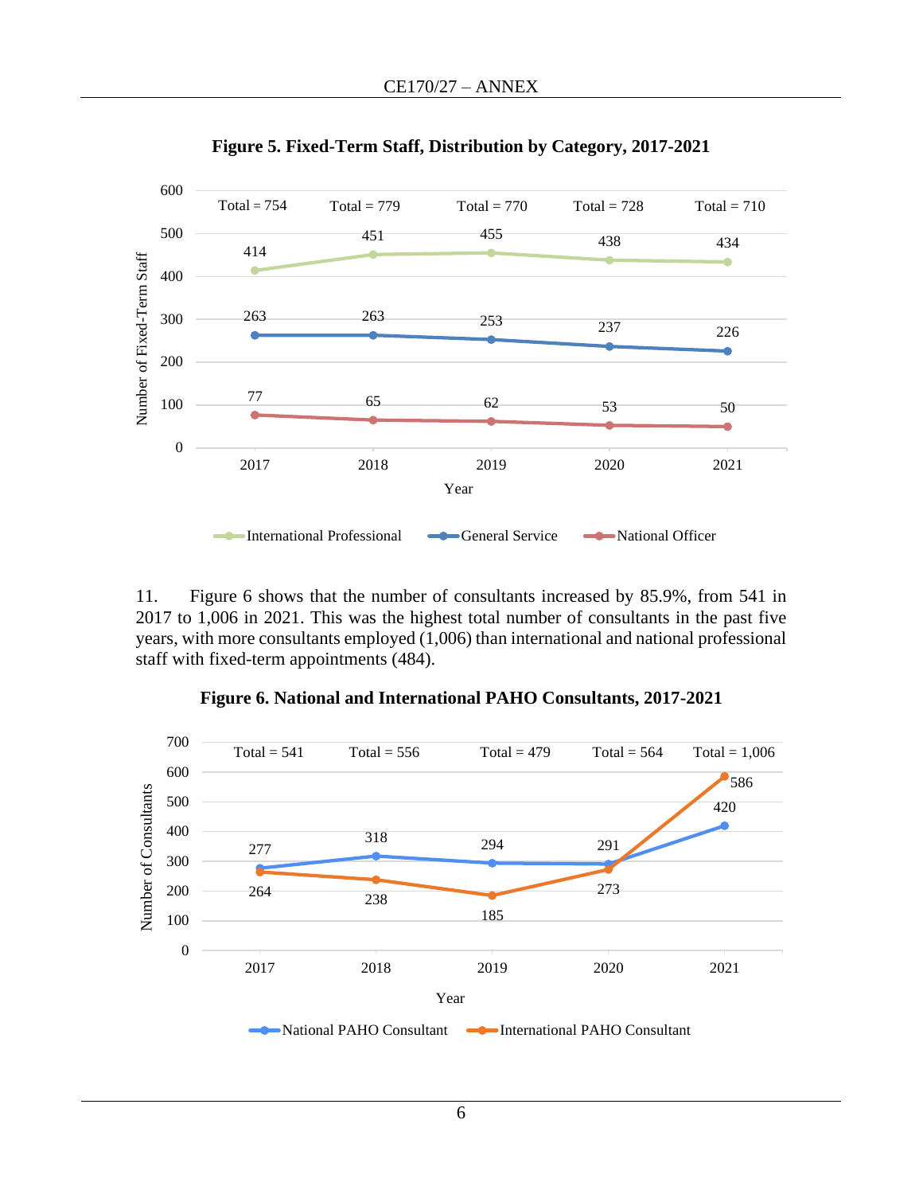**Figure 5. Fixed-Term Staff, Distribution by Category, 2017-2021**

| Year | International Professional | General Service | National Officer | Total |
|---|---|---|---|---|
| 2017 | 414 | 263 | 77 | 754 |
| 2018 | 451 | 263 | 65 | 779 |
| 2019 | 455 | 253 | 62 | 770 |
| 2020 | 438 | 237 | 53 | 728 |
| 2021 | 434 | 226 | 50 | 710 |

11. Figure 6 shows that the number of consultants increased by 85.9%, from 541 in 2017 to 1,006 in 2021. This was the highest total number of consultants in the past five years, with more consultants employed (1,006) than international and national professional staff with fixed-term appointments (484).

**Figure 6. National and International PAHO Consultants, 2017-2021**

| Year | National PAHO Consultant | International PAHO Consultant | Total |
|---|---|---|---|
| 2017 | 277 | 264 | 541 |
| 2018 | 318 | 238 | 556 |
| 2019 | 294 | 185 | 479 |
| 2020 | 291 | 273 | 564 |
| 2021 | 420 | 586 | 1,006 |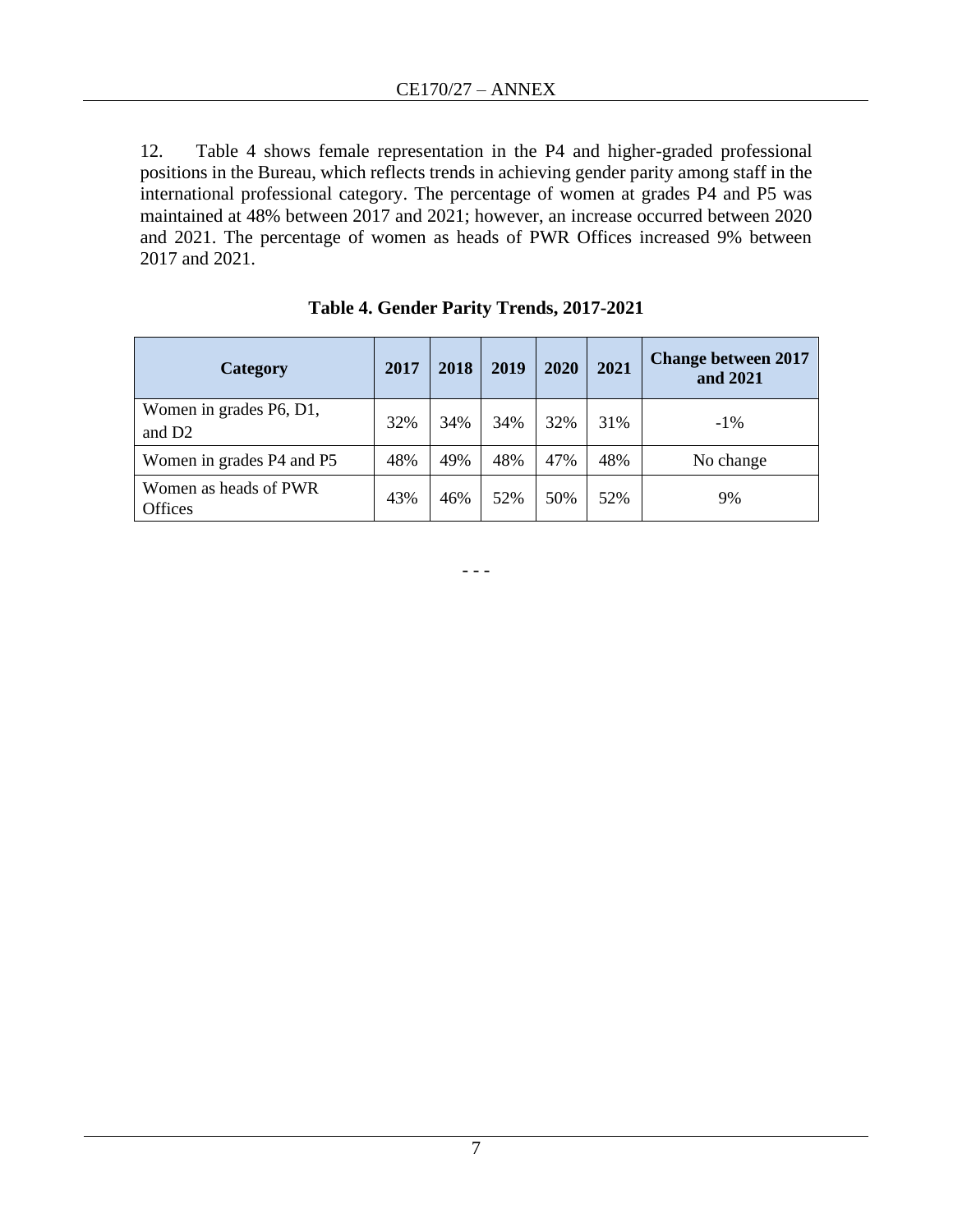12. Table 4 shows female representation in the P4 and higher-graded professional positions in the Bureau, which reflects trends in achieving gender parity among staff in the international professional category. The percentage of women at grades P4 and P5 was maintained at 48% between 2017 and 2021; however, an increase occurred between 2020 and 2021. The percentage of women as heads of PWR Offices increased 9% between 2017 and 2021.

**Table 4. Gender Parity Trends, 2017-2021**

| Category | 2017 | 2018 | 2019 | 2020 | 2021 | Change between 2017 and 2021 |
|---|---|---|---|---|---|---|
| Women in grades P6, D1, and D2 | 32% | 34% | 34% | 32% | 31% | -1% |
| Women in grades P4 and P5 | 48% | 49% | 48% | 47% | 48% | No change |
| Women as heads of PWR Offices | 43% | 46% | 52% | 50% | 52% | 9% |

- - -